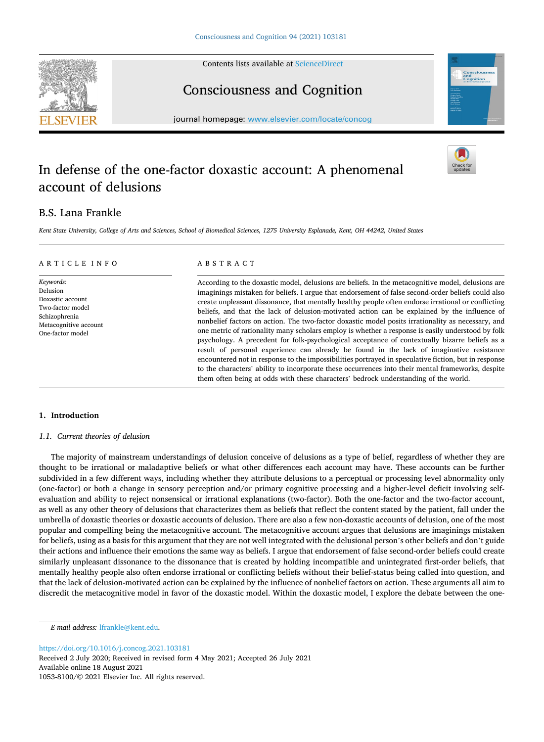# In defense of the one-factor doxastic account: A phenomenal account of delusions

B.S. Lana Frankle

*Kent State University, College of Arts and Sciences, School of Biomedical Sciences, 1275 University Esplanade, Kent, OH 44242, United States*

## ARTICLE INFO

*Keywords:*
Delusion
Doxastic account
Two-factor model
Schizophrenia
Metacognitive account
One-factor model

## ABSTRACT

According to the doxastic model, delusions are beliefs. In the metacognitive model, delusions are imaginings mistaken for beliefs. I argue that endorsement of false second-order beliefs could also create unpleasant dissonance, that mentally healthy people often endorse irrational or conflicting beliefs, and that the lack of delusion-motivated action can be explained by the influence of nonbelief factors on action. The two-factor doxastic model posits irrationality as necessary, and one metric of rationality many scholars employ is whether a response is easily understood by folk psychology. A precedent for folk-psychological acceptance of contextually bizarre beliefs as a result of personal experience can already be found in the lack of imaginative resistance encountered not in response to the impossibilities portrayed in speculative fiction, but in response to the characters' ability to incorporate these occurrences into their mental frameworks, despite them often being at odds with these characters' bedrock understanding of the world.

## 1. Introduction

### 1.1. Current theories of delusion

The majority of mainstream understandings of delusion conceive of delusions as a type of belief, regardless of whether they are thought to be irrational or maladaptive beliefs or what other differences each account may have. These accounts can be further subdivided in a few different ways, including whether they attribute delusions to a perceptual or processing level abnormality only (one-factor) or both a change in sensory perception and/or primary cognitive processing and a higher-level deficit involving self-evaluation and ability to reject nonsensical or irrational explanations (two-factor). Both the one-factor and the two-factor account, as well as any other theory of delusions that characterizes them as beliefs that reflect the content stated by the patient, fall under the umbrella of doxastic theories or doxastic accounts of delusion. There are also a few non-doxastic accounts of delusion, one of the most popular and compelling being the metacognitive account. The metacognitive account argues that delusions are imaginings mistaken for beliefs, using as a basis for this argument that they are not well integrated with the delusional person's other beliefs and don't guide their actions and influence their emotions the same way as beliefs. I argue that endorsement of false second-order beliefs could create similarly unpleasant dissonance to the dissonance that is created by holding incompatible and unintegrated first-order beliefs, that mentally healthy people also often endorse irrational or conflicting beliefs without their belief-status being called into question, and that the lack of delusion-motivated action can be explained by the influence of nonbelief factors on action. These arguments all aim to discredit the metacognitive model in favor of the doxastic model. Within the doxastic model, I explore the debate between the one-

*E-mail address:* lfrankle@kent.edu.

https://doi.org/10.1016/j.concog.2021.103181
Received 2 July 2020; Received in revised form 4 May 2021; Accepted 26 July 2021
Available online 18 August 2021
1053-8100/© 2021 Elsevier Inc. All rights reserved.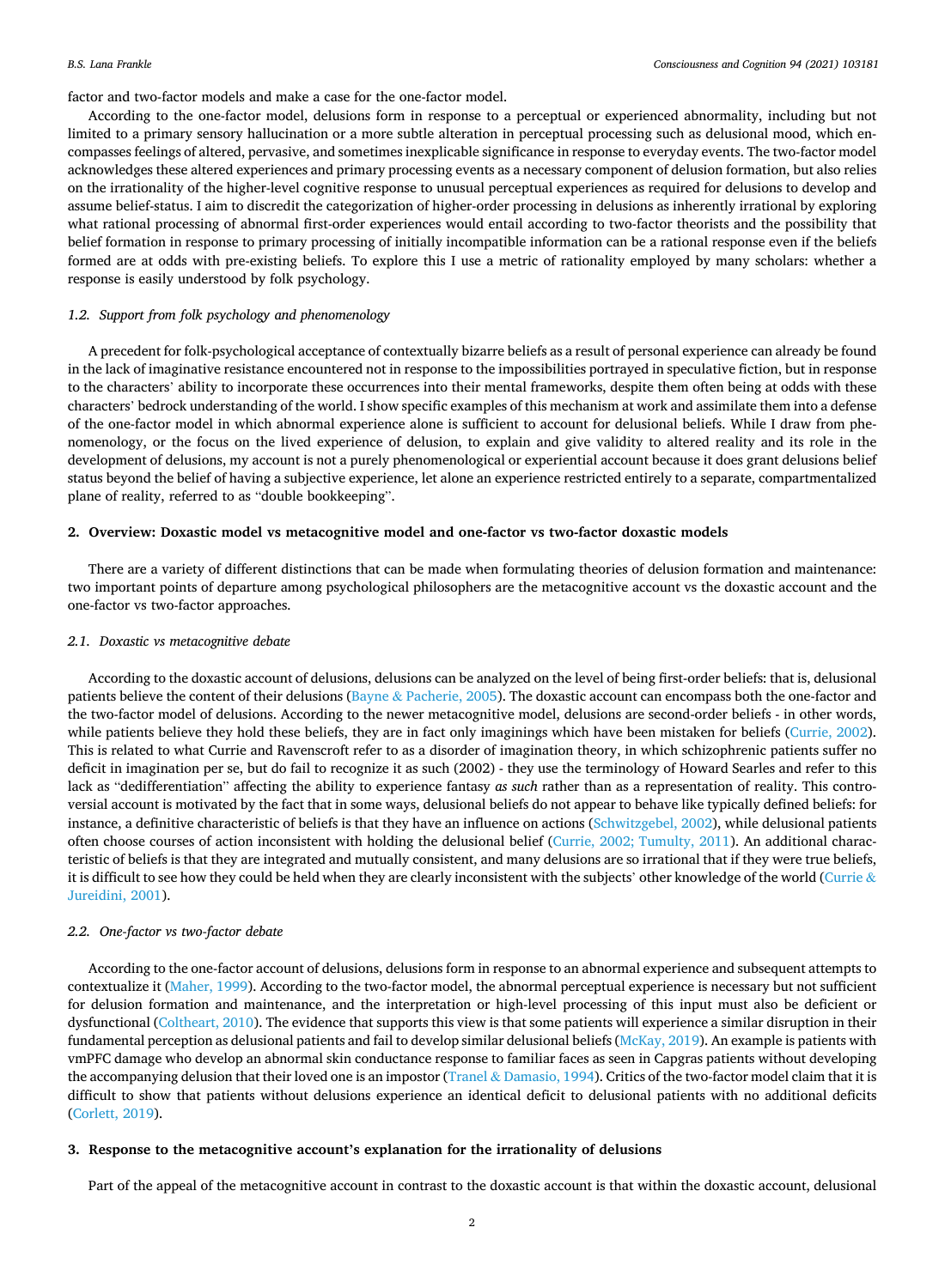factor and two-factor models and make a case for the one-factor model.

According to the one-factor model, delusions form in response to a perceptual or experienced abnormality, including but not limited to a primary sensory hallucination or a more subtle alteration in perceptual processing such as delusional mood, which encompasses feelings of altered, pervasive, and sometimes inexplicable significance in response to everyday events. The two-factor model acknowledges these altered experiences and primary processing events as a necessary component of delusion formation, but also relies on the irrationality of the higher-level cognitive response to unusual perceptual experiences as required for delusions to develop and assume belief-status. I aim to discredit the categorization of higher-order processing in delusions as inherently irrational by exploring what rational processing of abnormal first-order experiences would entail according to two-factor theorists and the possibility that belief formation in response to primary processing of initially incompatible information can be a rational response even if the beliefs formed are at odds with pre-existing beliefs. To explore this I use a metric of rationality employed by many scholars: whether a response is easily understood by folk psychology.

### *1.2. Support from folk psychology and phenomenology*

A precedent for folk-psychological acceptance of contextually bizarre beliefs as a result of personal experience can already be found in the lack of imaginative resistance encountered not in response to the impossibilities portrayed in speculative fiction, but in response to the characters' ability to incorporate these occurrences into their mental frameworks, despite them often being at odds with these characters' bedrock understanding of the world. I show specific examples of this mechanism at work and assimilate them into a defense of the one-factor model in which abnormal experience alone is sufficient to account for delusional beliefs. While I draw from phenomenology, or the focus on the lived experience of delusion, to explain and give validity to altered reality and its role in the development of delusions, my account is not a purely phenomenological or experiential account because it does grant delusions belief status beyond the belief of having a subjective experience, let alone an experience restricted entirely to a separate, compartmentalized plane of reality, referred to as "double bookkeeping".

## 2. Overview: Doxastic model vs metacognitive model and one-factor vs two-factor doxastic models

There are a variety of different distinctions that can be made when formulating theories of delusion formation and maintenance: two important points of departure among psychological philosophers are the metacognitive account vs the doxastic account and the one-factor vs two-factor approaches.

### *2.1. Doxastic vs metacognitive debate*

According to the doxastic account of delusions, delusions can be analyzed on the level of being first-order beliefs: that is, delusional patients believe the content of their delusions (Bayne & Pacherie, 2005). The doxastic account can encompass both the one-factor and the two-factor model of delusions. According to the newer metacognitive model, delusions are second-order beliefs - in other words, while patients believe they hold these beliefs, they are in fact only imaginings which have been mistaken for beliefs (Currie, 2002). This is related to what Currie and Ravenscroft refer to as a disorder of imagination theory, in which schizophrenic patients suffer no deficit in imagination per se, but do fail to recognize it as such (2002) - they use the terminology of Howard Searles and refer to this lack as "dedifferentiation" affecting the ability to experience fantasy *as such* rather than as a representation of reality. This controversial account is motivated by the fact that in some ways, delusional beliefs do not appear to behave like typically defined beliefs: for instance, a definitive characteristic of beliefs is that they have an influence on actions (Schwitzgebel, 2002), while delusional patients often choose courses of action inconsistent with holding the delusional belief (Currie, 2002; Tumulty, 2011). An additional characteristic of beliefs is that they are integrated and mutually consistent, and many delusions are so irrational that if they were true beliefs, it is difficult to see how they could be held when they are clearly inconsistent with the subjects' other knowledge of the world (Currie & Jureidini, 2001).

### *2.2. One-factor vs two-factor debate*

According to the one-factor account of delusions, delusions form in response to an abnormal experience and subsequent attempts to contextualize it (Maher, 1999). According to the two-factor model, the abnormal perceptual experience is necessary but not sufficient for delusion formation and maintenance, and the interpretation or high-level processing of this input must also be deficient or dysfunctional (Coltheart, 2010). The evidence that supports this view is that some patients will experience a similar disruption in their fundamental perception as delusional patients and fail to develop similar delusional beliefs (McKay, 2019). An example is patients with vmPFC damage who develop an abnormal skin conductance response to familiar faces as seen in Capgras patients without developing the accompanying delusion that their loved one is an impostor (Tranel & Damasio, 1994). Critics of the two-factor model claim that it is difficult to show that patients without delusions experience an identical deficit to delusional patients with no additional deficits (Corlett, 2019).

## 3. Response to the metacognitive account's explanation for the irrationality of delusions

Part of the appeal of the metacognitive account in contrast to the doxastic account is that within the doxastic account, delusional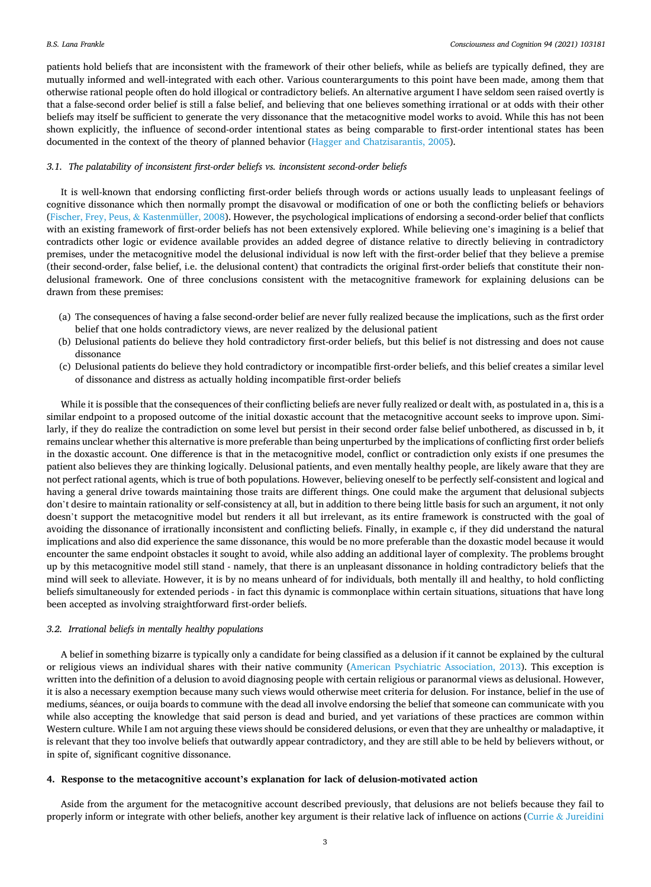patients hold beliefs that are inconsistent with the framework of their other beliefs, while as beliefs are typically defined, they are mutually informed and well-integrated with each other. Various counterarguments to this point have been made, among them that otherwise rational people often do hold illogical or contradictory beliefs. An alternative argument I have seldom seen raised overtly is that a false-second order belief is still a false belief, and believing that one believes something irrational or at odds with their other beliefs may itself be sufficient to generate the very dissonance that the metacognitive model works to avoid. While this has not been shown explicitly, the influence of second-order intentional states as being comparable to first-order intentional states has been documented in the context of the theory of planned behavior (Hagger and Chatzisarantis, 2005).

### 3.1. *The palatability of inconsistent first-order beliefs vs. inconsistent second-order beliefs*

It is well-known that endorsing conflicting first-order beliefs through words or actions usually leads to unpleasant feelings of cognitive dissonance which then normally prompt the disavowal or modification of one or both the conflicting beliefs or behaviors (Fischer, Frey, Peus, & Kastenmüller, 2008). However, the psychological implications of endorsing a second-order belief that conflicts with an existing framework of first-order beliefs has not been extensively explored. While believing one's imagining is a belief that contradicts other logic or evidence available provides an added degree of distance relative to directly believing in contradictory premises, under the metacognitive model the delusional individual is now left with the first-order belief that they believe a premise (their second-order, false belief, i.e. the delusional content) that contradicts the original first-order beliefs that constitute their non-delusional framework. One of three conclusions consistent with the metacognitive framework for explaining delusions can be drawn from these premises:

(a) The consequences of having a false second-order belief are never fully realized because the implications, such as the first order belief that one holds contradictory views, are never realized by the delusional patient
(b) Delusional patients do believe they hold contradictory first-order beliefs, but this belief is not distressing and does not cause dissonance
(c) Delusional patients do believe they hold contradictory or incompatible first-order beliefs, and this belief creates a similar level of dissonance and distress as actually holding incompatible first-order beliefs

While it is possible that the consequences of their conflicting beliefs are never fully realized or dealt with, as postulated in a, this is a similar endpoint to a proposed outcome of the initial doxastic account that the metacognitive account seeks to improve upon. Similarly, if they do realize the contradiction on some level but persist in their second order false belief unbothered, as discussed in b, it remains unclear whether this alternative is more preferable than being unperturbed by the implications of conflicting first order beliefs in the doxastic account. One difference is that in the metacognitive model, conflict or contradiction only exists if one presumes the patient also believes they are thinking logically. Delusional patients, and even mentally healthy people, are likely aware that they are not perfect rational agents, which is true of both populations. However, believing oneself to be perfectly self-consistent and logical and having a general drive towards maintaining those traits are different things. One could make the argument that delusional subjects don't desire to maintain rationality or self-consistency at all, but in addition to there being little basis for such an argument, it not only doesn't support the metacognitive model but renders it all but irrelevant, as its entire framework is constructed with the goal of avoiding the dissonance of irrationally inconsistent and conflicting beliefs. Finally, in example c, if they did understand the natural implications and also did experience the same dissonance, this would be no more preferable than the doxastic model because it would encounter the same endpoint obstacles it sought to avoid, while also adding an additional layer of complexity. The problems brought up by this metacognitive model still stand - namely, that there is an unpleasant dissonance in holding contradictory beliefs that the mind will seek to alleviate. However, it is by no means unheard of for individuals, both mentally ill and healthy, to hold conflicting beliefs simultaneously for extended periods - in fact this dynamic is commonplace within certain situations, situations that have long been accepted as involving straightforward first-order beliefs.

### 3.2. *Irrational beliefs in mentally healthy populations*

A belief in something bizarre is typically only a candidate for being classified as a delusion if it cannot be explained by the cultural or religious views an individual shares with their native community (American Psychiatric Association, 2013). This exception is written into the definition of a delusion to avoid diagnosing people with certain religious or paranormal views as delusional. However, it is also a necessary exemption because many such views would otherwise meet criteria for delusion. For instance, belief in the use of mediums, séances, or ouija boards to commune with the dead all involve endorsing the belief that someone can communicate with you while also accepting the knowledge that said person is dead and buried, and yet variations of these practices are common within Western culture. While I am not arguing these views should be considered delusions, or even that they are unhealthy or maladaptive, it is relevant that they too involve beliefs that outwardly appear contradictory, and they are still able to be held by believers without, or in spite of, significant cognitive dissonance.

## 4. Response to the metacognitive account's explanation for lack of delusion-motivated action

Aside from the argument for the metacognitive account described previously, that delusions are not beliefs because they fail to properly inform or integrate with other beliefs, another key argument is their relative lack of influence on actions (Currie & Jureidini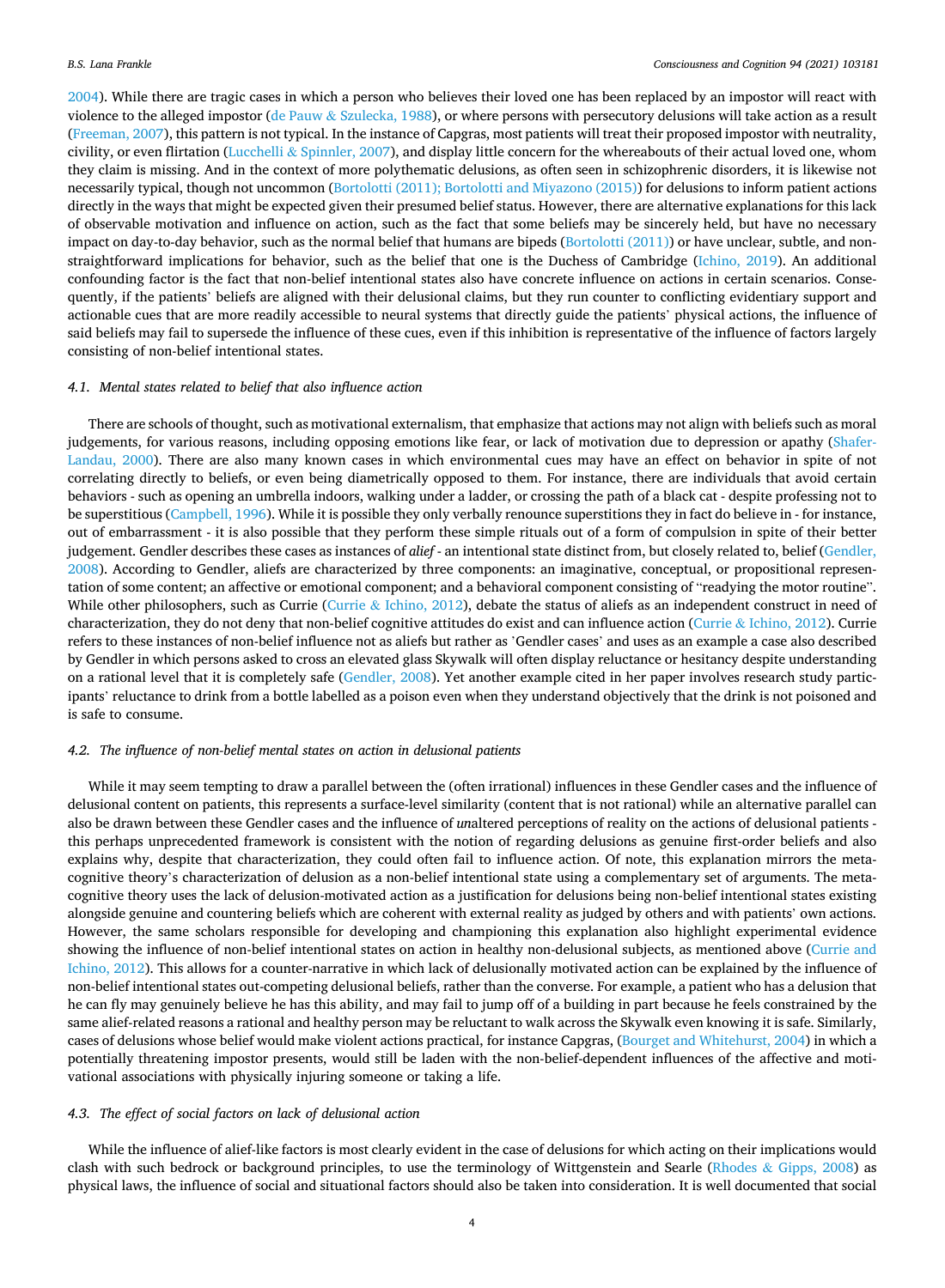2004). While there are tragic cases in which a person who believes their loved one has been replaced by an impostor will react with violence to the alleged impostor (de Pauw & Szulecka, 1988), or where persons with persecutory delusions will take action as a result (Freeman, 2007), this pattern is not typical. In the instance of Capgras, most patients will treat their proposed impostor with neutrality, civility, or even flirtation (Lucchelli & Spinnler, 2007), and display little concern for the whereabouts of their actual loved one, whom they claim is missing. And in the context of more polythematic delusions, as often seen in schizophrenic disorders, it is likewise not necessarily typical, though not uncommon (Bortolotti (2011); Bortolotti and Miyazono (2015)) for delusions to inform patient actions directly in the ways that might be expected given their presumed belief status. However, there are alternative explanations for this lack of observable motivation and influence on action, such as the fact that some beliefs may be sincerely held, but have no necessary impact on day-to-day behavior, such as the normal belief that humans are bipeds (Bortolotti (2011)) or have unclear, subtle, and non-straightforward implications for behavior, such as the belief that one is the Duchess of Cambridge (Ichino, 2019). An additional confounding factor is the fact that non-belief intentional states also have concrete influence on actions in certain scenarios. Consequently, if the patients' beliefs are aligned with their delusional claims, but they run counter to conflicting evidentiary support and actionable cues that are more readily accessible to neural systems that directly guide the patients' physical actions, the influence of said beliefs may fail to supersede the influence of these cues, even if this inhibition is representative of the influence of factors largely consisting of non-belief intentional states.

### 4.1. Mental states related to belief that also influence action

There are schools of thought, such as motivational externalism, that emphasize that actions may not align with beliefs such as moral judgements, for various reasons, including opposing emotions like fear, or lack of motivation due to depression or apathy (Shafer-Landau, 2000). There are also many known cases in which environmental cues may have an effect on behavior in spite of not correlating directly to beliefs, or even being diametrically opposed to them. For instance, there are individuals that avoid certain behaviors - such as opening an umbrella indoors, walking under a ladder, or crossing the path of a black cat - despite professing not to be superstitious (Campbell, 1996). While it is possible they only verbally renounce superstitions they in fact do believe in - for instance, out of embarrassment - it is also possible that they perform these simple rituals out of a form of compulsion in spite of their better judgement. Gendler describes these cases as instances of *alief* - an intentional state distinct from, but closely related to, belief (Gendler, 2008). According to Gendler, aliefs are characterized by three components: an imaginative, conceptual, or propositional representation of some content; an affective or emotional component; and a behavioral component consisting of "readying the motor routine". While other philosophers, such as Currie (Currie & Ichino, 2012), debate the status of aliefs as an independent construct in need of characterization, they do not deny that non-belief cognitive attitudes do exist and can influence action (Currie & Ichino, 2012). Currie refers to these instances of non-belief influence not as aliefs but rather as 'Gendler cases' and uses as an example a case also described by Gendler in which persons asked to cross an elevated glass Skywalk will often display reluctance or hesitancy despite understanding on a rational level that it is completely safe (Gendler, 2008). Yet another example cited in her paper involves research study participants' reluctance to drink from a bottle labelled as a poison even when they understand objectively that the drink is not poisoned and is safe to consume.

### 4.2. The influence of non-belief mental states on action in delusional patients

While it may seem tempting to draw a parallel between the (often irrational) influences in these Gendler cases and the influence of delusional content on patients, this represents a surface-level similarity (content that is not rational) while an alternative parallel can also be drawn between these Gendler cases and the influence of *un*altered perceptions of reality on the actions of delusional patients - this perhaps unprecedented framework is consistent with the notion of regarding delusions as genuine first-order beliefs and also explains why, despite that characterization, they could often fail to influence action. Of note, this explanation mirrors the meta-cognitive theory's characterization of delusion as a non-belief intentional state using a complementary set of arguments. The meta-cognitive theory uses the lack of delusion-motivated action as a justification for delusions being non-belief intentional states existing alongside genuine and countering beliefs which are coherent with external reality as judged by others and with patients' own actions. However, the same scholars responsible for developing and championing this explanation also highlight experimental evidence showing the influence of non-belief intentional states on action in healthy non-delusional subjects, as mentioned above (Currie and Ichino, 2012). This allows for a counter-narrative in which lack of delusionally motivated action can be explained by the influence of non-belief intentional states out-competing delusional beliefs, rather than the converse. For example, a patient who has a delusion that he can fly may genuinely believe he has this ability, and may fail to jump off of a building in part because he feels constrained by the same alief-related reasons a rational and healthy person may be reluctant to walk across the Skywalk even knowing it is safe. Similarly, cases of delusions whose belief would make violent actions practical, for instance Capgras, (Bourget and Whitehurst, 2004) in which a potentially threatening impostor presents, would still be laden with the non-belief-dependent influences of the affective and motivational associations with physically injuring someone or taking a life.

### 4.3. The effect of social factors on lack of delusional action

While the influence of alief-like factors is most clearly evident in the case of delusions for which acting on their implications would clash with such bedrock or background principles, to use the terminology of Wittgenstein and Searle (Rhodes & Gipps, 2008) as physical laws, the influence of social and situational factors should also be taken into consideration. It is well documented that social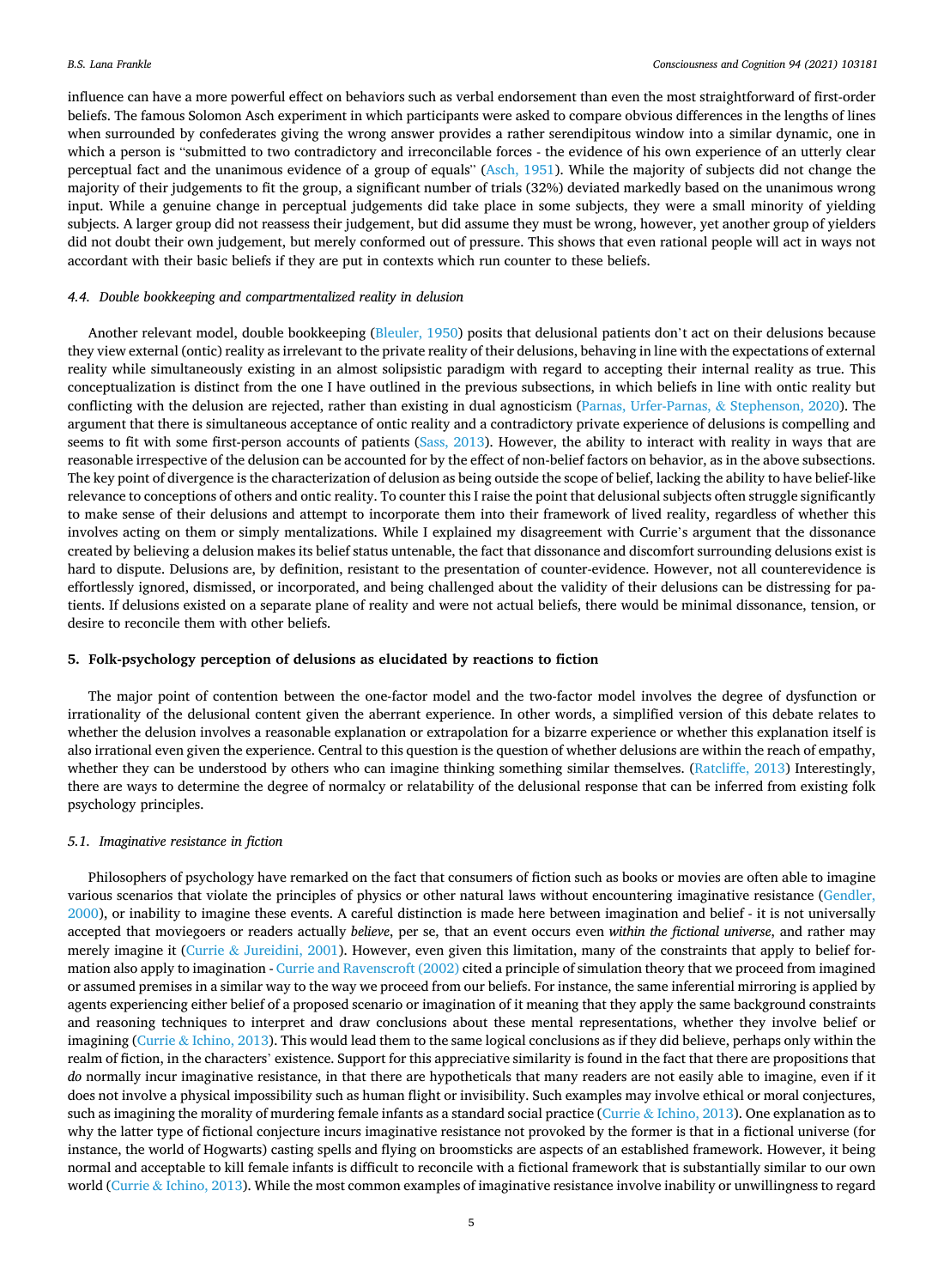influence can have a more powerful effect on behaviors such as verbal endorsement than even the most straightforward of first-order beliefs. The famous Solomon Asch experiment in which participants were asked to compare obvious differences in the lengths of lines when surrounded by confederates giving the wrong answer provides a rather serendipitous window into a similar dynamic, one in which a person is "submitted to two contradictory and irreconcilable forces - the evidence of his own experience of an utterly clear perceptual fact and the unanimous evidence of a group of equals" (Asch, 1951). While the majority of subjects did not change the majority of their judgements to fit the group, a significant number of trials (32%) deviated markedly based on the unanimous wrong input. While a genuine change in perceptual judgements did take place in some subjects, they were a small minority of yielding subjects. A larger group did not reassess their judgement, but did assume they must be wrong, however, yet another group of yielders did not doubt their own judgement, but merely conformed out of pressure. This shows that even rational people will act in ways not accordant with their basic beliefs if they are put in contexts which run counter to these beliefs.

### *4.4. Double bookkeeping and compartmentalized reality in delusion*

Another relevant model, double bookkeeping (Bleuler, 1950) posits that delusional patients don't act on their delusions because they view external (ontic) reality as irrelevant to the private reality of their delusions, behaving in line with the expectations of external reality while simultaneously existing in an almost solipsistic paradigm with regard to accepting their internal reality as true. This conceptualization is distinct from the one I have outlined in the previous subsections, in which beliefs in line with ontic reality but conflicting with the delusion are rejected, rather than existing in dual agnosticism (Parnas, Urfer-Parnas, & Stephenson, 2020). The argument that there is simultaneous acceptance of ontic reality and a contradictory private experience of delusions is compelling and seems to fit with some first-person accounts of patients (Sass, 2013). However, the ability to interact with reality in ways that are reasonable irrespective of the delusion can be accounted for by the effect of non-belief factors on behavior, as in the above subsections. The key point of divergence is the characterization of delusion as being outside the scope of belief, lacking the ability to have belief-like relevance to conceptions of others and ontic reality. To counter this I raise the point that delusional subjects often struggle significantly to make sense of their delusions and attempt to incorporate them into their framework of lived reality, regardless of whether this involves acting on them or simply mentalizations. While I explained my disagreement with Currie's argument that the dissonance created by believing a delusion makes its belief status untenable, the fact that dissonance and discomfort surrounding delusions exist is hard to dispute. Delusions are, by definition, resistant to the presentation of counter-evidence. However, not all counterevidence is effortlessly ignored, dismissed, or incorporated, and being challenged about the validity of their delusions can be distressing for patients. If delusions existed on a separate plane of reality and were not actual beliefs, there would be minimal dissonance, tension, or desire to reconcile them with other beliefs.

## 5. Folk-psychology perception of delusions as elucidated by reactions to fiction

The major point of contention between the one-factor model and the two-factor model involves the degree of dysfunction or irrationality of the delusional content given the aberrant experience. In other words, a simplified version of this debate relates to whether the delusion involves a reasonable explanation or extrapolation for a bizarre experience or whether this explanation itself is also irrational even given the experience. Central to this question is the question of whether delusions are within the reach of empathy, whether they can be understood by others who can imagine thinking something similar themselves. (Ratcliffe, 2013) Interestingly, there are ways to determine the degree of normalcy or relatability of the delusional response that can be inferred from existing folk psychology principles.

### *5.1. Imaginative resistance in fiction*

Philosophers of psychology have remarked on the fact that consumers of fiction such as books or movies are often able to imagine various scenarios that violate the principles of physics or other natural laws without encountering imaginative resistance (Gendler, 2000), or inability to imagine these events. A careful distinction is made here between imagination and belief - it is not universally accepted that moviegoers or readers actually *believe*, per se, that an event occurs even *within the fictional universe*, and rather may merely imagine it (Currie & Jureidini, 2001). However, even given this limitation, many of the constraints that apply to belief formation also apply to imagination - Currie and Ravenscroft (2002) cited a principle of simulation theory that we proceed from imagined or assumed premises in a similar way to the way we proceed from our beliefs. For instance, the same inferential mirroring is applied by agents experiencing either belief of a proposed scenario or imagination of it meaning that they apply the same background constraints and reasoning techniques to interpret and draw conclusions about these mental representations, whether they involve belief or imagining (Currie & Ichino, 2013). This would lead them to the same logical conclusions as if they did believe, perhaps only within the realm of fiction, in the characters' existence. Support for this appreciative similarity is found in the fact that there are propositions that *do* normally incur imaginative resistance, in that there are hypotheticals that many readers are not easily able to imagine, even if it does not involve a physical impossibility such as human flight or invisibility. Such examples may involve ethical or moral conjectures, such as imagining the morality of murdering female infants as a standard social practice (Currie & Ichino, 2013). One explanation as to why the latter type of fictional conjecture incurs imaginative resistance not provoked by the former is that in a fictional universe (for instance, the world of Hogwarts) casting spells and flying on broomsticks are aspects of an established framework. However, it being normal and acceptable to kill female infants is difficult to reconcile with a fictional framework that is substantially similar to our own world (Currie & Ichino, 2013). While the most common examples of imaginative resistance involve inability or unwillingness to regard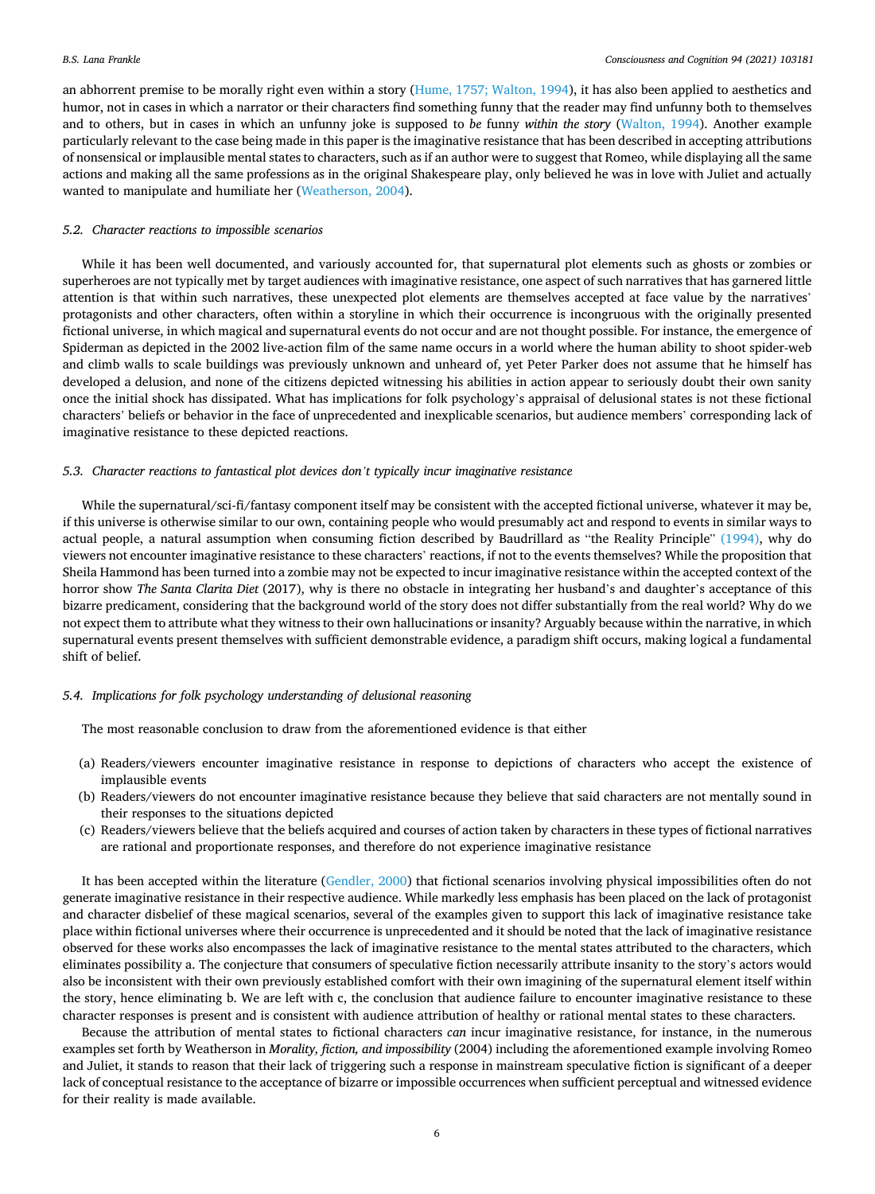an abhorrent premise to be morally right even within a story (Hume, 1757; Walton, 1994), it has also been applied to aesthetics and humor, not in cases in which a narrator or their characters find something funny that the reader may find unfunny both to themselves and to others, but in cases in which an unfunny joke is supposed to *be* funny *within the story* (Walton, 1994). Another example particularly relevant to the case being made in this paper is the imaginative resistance that has been described in accepting attributions of nonsensical or implausible mental states to characters, such as if an author were to suggest that Romeo, while displaying all the same actions and making all the same professions as in the original Shakespeare play, only believed he was in love with Juliet and actually wanted to manipulate and humiliate her (Weatherson, 2004).

### *5.2. Character reactions to impossible scenarios*

While it has been well documented, and variously accounted for, that supernatural plot elements such as ghosts or zombies or superheroes are not typically met by target audiences with imaginative resistance, one aspect of such narratives that has garnered little attention is that within such narratives, these unexpected plot elements are themselves accepted at face value by the narratives' protagonists and other characters, often within a storyline in which their occurrence is incongruous with the originally presented fictional universe, in which magical and supernatural events do not occur and are not thought possible. For instance, the emergence of Spiderman as depicted in the 2002 live-action film of the same name occurs in a world where the human ability to shoot spider-web and climb walls to scale buildings was previously unknown and unheard of, yet Peter Parker does not assume that he himself has developed a delusion, and none of the citizens depicted witnessing his abilities in action appear to seriously doubt their own sanity once the initial shock has dissipated. What has implications for folk psychology's appraisal of delusional states is not these fictional characters' beliefs or behavior in the face of unprecedented and inexplicable scenarios, but audience members' corresponding lack of imaginative resistance to these depicted reactions.

### *5.3. Character reactions to fantastical plot devices don't typically incur imaginative resistance*

While the supernatural/sci-fi/fantasy component itself may be consistent with the accepted fictional universe, whatever it may be, if this universe is otherwise similar to our own, containing people who would presumably act and respond to events in similar ways to actual people, a natural assumption when consuming fiction described by Baudrillard as "the Reality Principle" (1994), why do viewers not encounter imaginative resistance to these characters' reactions, if not to the events themselves? While the proposition that Sheila Hammond has been turned into a zombie may not be expected to incur imaginative resistance within the accepted context of the horror show *The Santa Clarita Diet* (2017), why is there no obstacle in integrating her husband's and daughter's acceptance of this bizarre predicament, considering that the background world of the story does not differ substantially from the real world? Why do we not expect them to attribute what they witness to their own hallucinations or insanity? Arguably because within the narrative, in which supernatural events present themselves with sufficient demonstrable evidence, a paradigm shift occurs, making logical a fundamental shift of belief.

### *5.4. Implications for folk psychology understanding of delusional reasoning*

The most reasonable conclusion to draw from the aforementioned evidence is that either

(a) Readers/viewers encounter imaginative resistance in response to depictions of characters who accept the existence of implausible events
(b) Readers/viewers do not encounter imaginative resistance because they believe that said characters are not mentally sound in their responses to the situations depicted
(c) Readers/viewers believe that the beliefs acquired and courses of action taken by characters in these types of fictional narratives are rational and proportionate responses, and therefore do not experience imaginative resistance

It has been accepted within the literature (Gendler, 2000) that fictional scenarios involving physical impossibilities often do not generate imaginative resistance in their respective audience. While markedly less emphasis has been placed on the lack of protagonist and character disbelief of these magical scenarios, several of the examples given to support this lack of imaginative resistance take place within fictional universes where their occurrence is unprecedented and it should be noted that the lack of imaginative resistance observed for these works also encompasses the lack of imaginative resistance to the mental states attributed to the characters, which eliminates possibility a. The conjecture that consumers of speculative fiction necessarily attribute insanity to the story's actors would also be inconsistent with their own previously established comfort with their own imagining of the supernatural element itself within the story, hence eliminating b. We are left with c, the conclusion that audience failure to encounter imaginative resistance to these character responses is present and is consistent with audience attribution of healthy or rational mental states to these characters.

Because the attribution of mental states to fictional characters *can* incur imaginative resistance, for instance, in the numerous examples set forth by Weatherson in *Morality, fiction, and impossibility* (2004) including the aforementioned example involving Romeo and Juliet, it stands to reason that their lack of triggering such a response in mainstream speculative fiction is significant of a deeper lack of conceptual resistance to the acceptance of bizarre or impossible occurrences when sufficient perceptual and witnessed evidence for their reality is made available.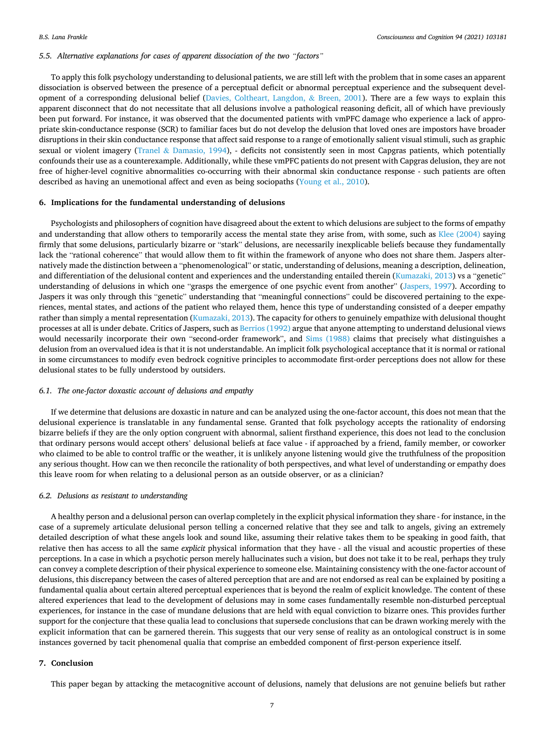### *5.5. Alternative explanations for cases of apparent dissociation of the two "factors"*

To apply this folk psychology understanding to delusional patients, we are still left with the problem that in some cases an apparent dissociation is observed between the presence of a perceptual deficit or abnormal perceptual experience and the subsequent development of a corresponding delusional belief (Davies, Coltheart, Langdon, & Breen, 2001). There are a few ways to explain this apparent disconnect that do not necessitate that all delusions involve a pathological reasoning deficit, all of which have previously been put forward. For instance, it was observed that the documented patients with vmPFC damage who experience a lack of appropriate skin-conductance response (SCR) to familiar faces but do not develop the delusion that loved ones are impostors have broader disruptions in their skin conductance response that affect said response to a range of emotionally salient visual stimuli, such as graphic sexual or violent imagery (Tranel & Damasio, 1994), - deficits not consistently seen in most Capgras patients, which potentially confounds their use as a counterexample. Additionally, while these vmPFC patients do not present with Capgras delusion, they are not free of higher-level cognitive abnormalities co-occurring with their abnormal skin conductance response - such patients are often described as having an unemotional affect and even as being sociopaths (Young et al., 2010).

## 6. Implications for the fundamental understanding of delusions

Psychologists and philosophers of cognition have disagreed about the extent to which delusions are subject to the forms of empathy and understanding that allow others to temporarily access the mental state they arise from, with some, such as Klee (2004) saying firmly that some delusions, particularly bizarre or "stark" delusions, are necessarily inexplicable beliefs because they fundamentally lack the "rational coherence" that would allow them to fit within the framework of anyone who does not share them. Jaspers alternatively made the distinction between a "phenomenological" or static, understanding of delusions, meaning a description, delineation, and differentiation of the delusional content and experiences and the understanding entailed therein (Kumazaki, 2013) vs a "genetic" understanding of delusions in which one "grasps the emergence of one psychic event from another" (Jaspers, 1997). According to Jaspers it was only through this "genetic" understanding that "meaningful connections" could be discovered pertaining to the experiences, mental states, and actions of the patient who relayed them, hence this type of understanding consisted of a deeper empathy rather than simply a mental representation (Kumazaki, 2013). The capacity for others to genuinely empathize with delusional thought processes at all is under debate. Critics of Jaspers, such as Berrios (1992) argue that anyone attempting to understand delusional views would necessarily incorporate their own "second-order framework", and Sims (1988) claims that precisely what distinguishes a delusion from an overvalued idea is that it is not understandable. An implicit folk psychological acceptance that it is normal or rational in some circumstances to modify even bedrock cognitive principles to accommodate first-order perceptions does not allow for these delusional states to be fully understood by outsiders.

### *6.1. The one-factor doxastic account of delusions and empathy*

If we determine that delusions are doxastic in nature and can be analyzed using the one-factor account, this does not mean that the delusional experience is translatable in any fundamental sense. Granted that folk psychology accepts the rationality of endorsing bizarre beliefs if they are the only option congruent with abnormal, salient firsthand experience, this does not lead to the conclusion that ordinary persons would accept others' delusional beliefs at face value - if approached by a friend, family member, or coworker who claimed to be able to control traffic or the weather, it is unlikely anyone listening would give the truthfulness of the proposition any serious thought. How can we then reconcile the rationality of both perspectives, and what level of understanding or empathy does this leave room for when relating to a delusional person as an outside observer, or as a clinician?

### *6.2. Delusions as resistant to understanding*

A healthy person and a delusional person can overlap completely in the explicit physical information they share - for instance, in the case of a supremely articulate delusional person telling a concerned relative that they see and talk to angels, giving an extremely detailed description of what these angels look and sound like, assuming their relative takes them to be speaking in good faith, that relative then has access to all the same *explicit* physical information that they have - all the visual and acoustic properties of these perceptions. In a case in which a psychotic person merely hallucinates such a vision, but does not take it to be real, perhaps they truly can convey a complete description of their physical experience to someone else. Maintaining consistency with the one-factor account of delusions, this discrepancy between the cases of altered perception that are and are not endorsed as real can be explained by positing a fundamental qualia about certain altered perceptual experiences that is beyond the realm of explicit knowledge. The content of these altered experiences that lead to the development of delusions may in some cases fundamentally resemble non-disturbed perceptual experiences, for instance in the case of mundane delusions that are held with equal conviction to bizarre ones. This provides further support for the conjecture that these qualia lead to conclusions that supersede conclusions that can be drawn working merely with the explicit information that can be garnered therein. This suggests that our very sense of reality as an ontological construct is in some instances governed by tacit phenomenal qualia that comprise an embedded component of first-person experience itself.

## 7. Conclusion

This paper began by attacking the metacognitive account of delusions, namely that delusions are not genuine beliefs but rather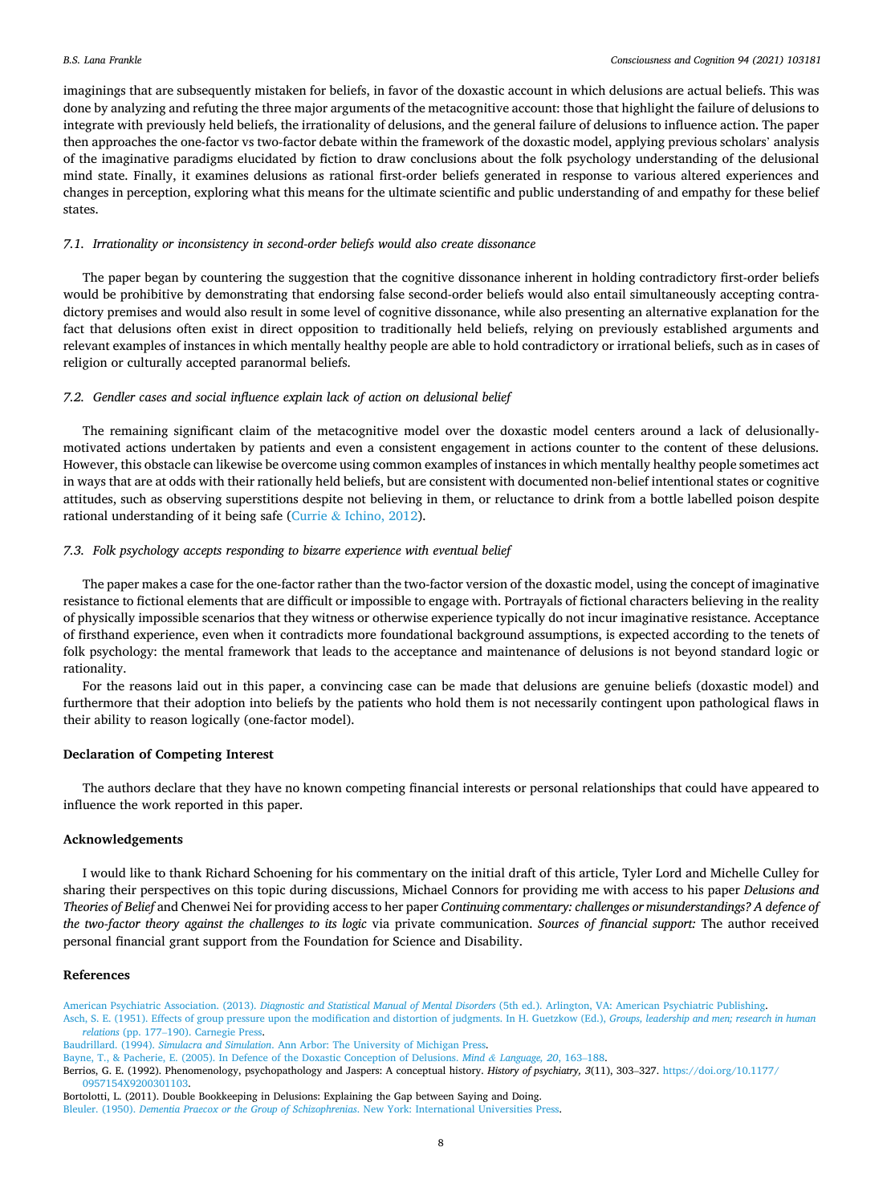imaginings that are subsequently mistaken for beliefs, in favor of the doxastic account in which delusions are actual beliefs. This was done by analyzing and refuting the three major arguments of the metacognitive account: those that highlight the failure of delusions to integrate with previously held beliefs, the irrationality of delusions, and the general failure of delusions to influence action. The paper then approaches the one-factor vs two-factor debate within the framework of the doxastic model, applying previous scholars' analysis of the imaginative paradigms elucidated by fiction to draw conclusions about the folk psychology understanding of the delusional mind state. Finally, it examines delusions as rational first-order beliefs generated in response to various altered experiences and changes in perception, exploring what this means for the ultimate scientific and public understanding of and empathy for these belief states.

### 7.1. Irrationality or inconsistency in second-order beliefs would also create dissonance

The paper began by countering the suggestion that the cognitive dissonance inherent in holding contradictory first-order beliefs would be prohibitive by demonstrating that endorsing false second-order beliefs would also entail simultaneously accepting contradictory premises and would also result in some level of cognitive dissonance, while also presenting an alternative explanation for the fact that delusions often exist in direct opposition to traditionally held beliefs, relying on previously established arguments and relevant examples of instances in which mentally healthy people are able to hold contradictory or irrational beliefs, such as in cases of religion or culturally accepted paranormal beliefs.

### 7.2. Gendler cases and social influence explain lack of action on delusional belief

The remaining significant claim of the metacognitive model over the doxastic model centers around a lack of delusionally-motivated actions undertaken by patients and even a consistent engagement in actions counter to the content of these delusions. However, this obstacle can likewise be overcome using common examples of instances in which mentally healthy people sometimes act in ways that are at odds with their rationally held beliefs, but are consistent with documented non-belief intentional states or cognitive attitudes, such as observing superstitions despite not believing in them, or reluctance to drink from a bottle labelled poison despite rational understanding of it being safe (Currie & Ichino, 2012).

### 7.3. Folk psychology accepts responding to bizarre experience with eventual belief

The paper makes a case for the one-factor rather than the two-factor version of the doxastic model, using the concept of imaginative resistance to fictional elements that are difficult or impossible to engage with. Portrayals of fictional characters believing in the reality of physically impossible scenarios that they witness or otherwise experience typically do not incur imaginative resistance. Acceptance of firsthand experience, even when it contradicts more foundational background assumptions, is expected according to the tenets of folk psychology: the mental framework that leads to the acceptance and maintenance of delusions is not beyond standard logic or rationality.

For the reasons laid out in this paper, a convincing case can be made that delusions are genuine beliefs (doxastic model) and furthermore that their adoption into beliefs by the patients who hold them is not necessarily contingent upon pathological flaws in their ability to reason logically (one-factor model).

## Declaration of Competing Interest

The authors declare that they have no known competing financial interests or personal relationships that could have appeared to influence the work reported in this paper.

## Acknowledgements

I would like to thank Richard Schoening for his commentary on the initial draft of this article, Tyler Lord and Michelle Culley for sharing their perspectives on this topic during discussions, Michael Connors for providing me with access to his paper *Delusions and Theories of Belief* and Chenwei Nei for providing access to her paper *Continuing commentary: challenges or misunderstandings? A defence of the two-factor theory against the challenges to its logic* via private communication. *Sources of financial support:* The author received personal financial grant support from the Foundation for Science and Disability.

## References

American Psychiatric Association. (2013). *Diagnostic and Statistical Manual of Mental Disorders* (5th ed.). Arlington, VA: American Psychiatric Publishing.

Asch, S. E. (1951). Effects of group pressure upon the modification and distortion of judgments. In H. Guetzkow (Ed.), *Groups, leadership and men; research in human relations* (pp. 177–190). Carnegie Press.

Baudrillard. (1994). *Simulacra and Simulation*. Ann Arbor: The University of Michigan Press.

Bayne, T., & Pacherie, E. (2005). In Defence of the Doxastic Conception of Delusions. *Mind & Language, 20*, 163–188.

Berrios, G. E. (1992). Phenomenology, psychopathology and Jaspers: A conceptual history. *History of psychiatry, 3*(11), 303–327. https://doi.org/10.1177/0957154X9200301103.

Bortolotti, L. (2011). Double Bookkeeping in Delusions: Explaining the Gap between Saying and Doing.

Bleuler. (1950). *Dementia Praecox or the Group of Schizophrenias*. New York: International Universities Press.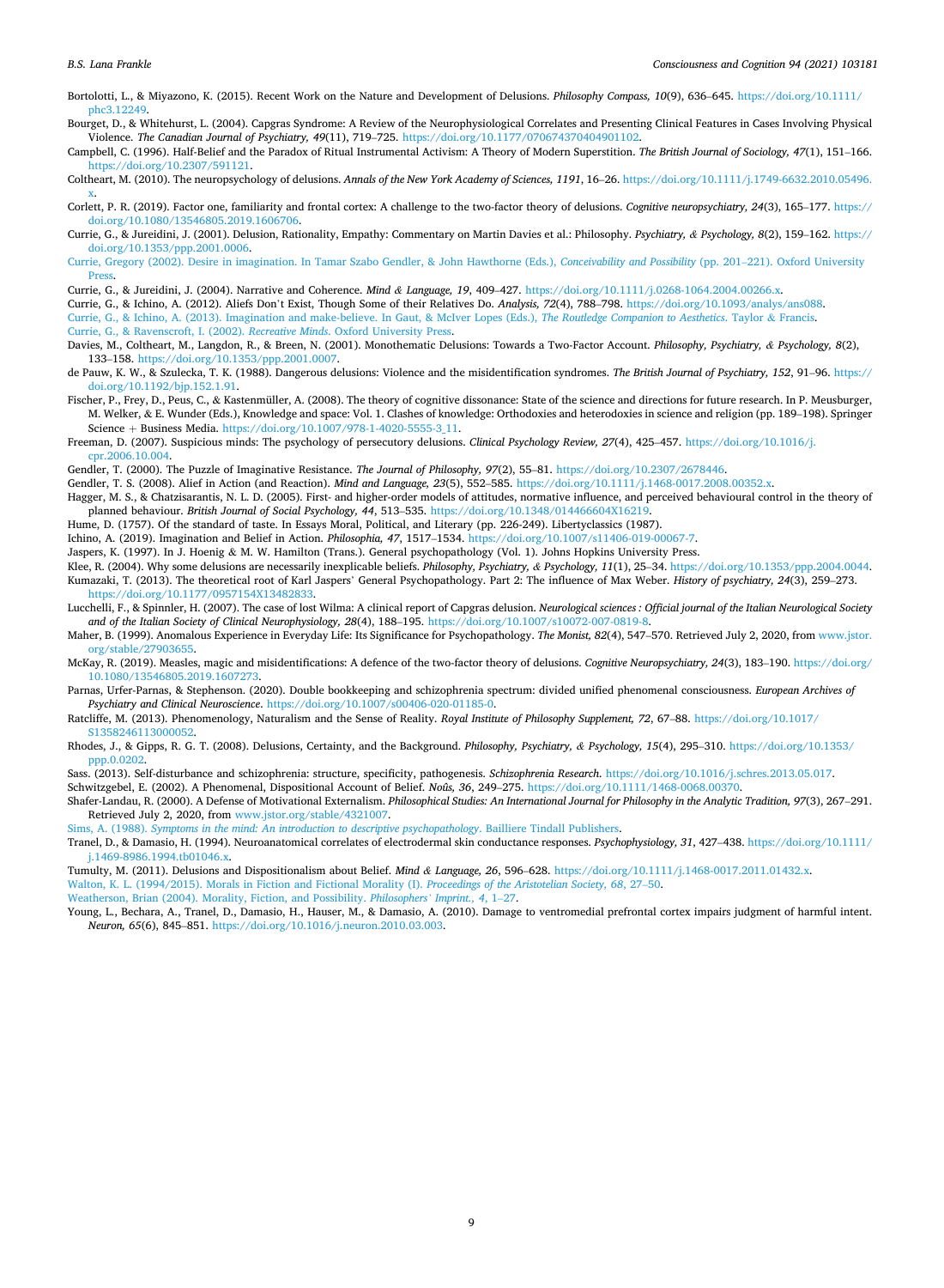Bortolotti, L., & Miyazono, K. (2015). Recent Work on the Nature and Development of Delusions. *Philosophy Compass, 10*(9), 636–645. https://doi.org/10.1111/phc3.12249.

Bourget, D., & Whitehurst, L. (2004). Capgras Syndrome: A Review of the Neurophysiological Correlates and Presenting Clinical Features in Cases Involving Physical Violence. *The Canadian Journal of Psychiatry, 49*(11), 719–725. https://doi.org/10.1177/070674370404901102.

Campbell, C. (1996). Half-Belief and the Paradox of Ritual Instrumental Activism: A Theory of Modern Superstition. *The British Journal of Sociology, 47*(1), 151–166. https://doi.org/10.2307/591121.

Coltheart, M. (2010). The neuropsychology of delusions. *Annals of the New York Academy of Sciences, 1191*, 16–26. https://doi.org/10.1111/j.1749-6632.2010.05496.x.

Corlett, P. R. (2019). Factor one, familiarity and frontal cortex: A challenge to the two-factor theory of delusions. *Cognitive neuropsychiatry, 24*(3), 165–177. https://doi.org/10.1080/13546805.2019.1606706.

Currie, G., & Jureidini, J. (2001). Delusion, Rationality, Empathy: Commentary on Martin Davies et al.: Philosophy. *Psychiatry, & Psychology, 8*(2), 159–162. https://doi.org/10.1353/ppp.2001.0006.

Currie, Gregory (2002). Desire in imagination. In Tamar Szabo Gendler, & John Hawthorne (Eds.), *Conceivability and Possibility* (pp. 201–221). Oxford University Press.

Currie, G., & Jureidini, J. (2004). Narrative and Coherence. *Mind & Language, 19*, 409–427. https://doi.org/10.1111/j.0268-1064.2004.00266.x.

Currie, G., & Ichino, A. (2012). Aliefs Don't Exist, Though Some of their Relatives Do. *Analysis, 72*(4), 788–798. https://doi.org/10.1093/analys/ans088.

Currie, G., & Ichino, A. (2013). Imagination and make-believe. In Gaut, & McIver Lopes (Eds.), *The Routledge Companion to Aesthetics*. Taylor & Francis.

Currie, G., & Ravenscroft, I. (2002). *Recreative Minds*. Oxford University Press.

Davies, M., Coltheart, M., Langdon, R., & Breen, N. (2001). Monothematic Delusions: Towards a Two-Factor Account. *Philosophy, Psychiatry, & Psychology, 8*(2), 133–158. https://doi.org/10.1353/ppp.2001.0007.

de Pauw, K. W., & Szulecka, T. K. (1988). Dangerous delusions: Violence and the misidentification syndromes. *The British Journal of Psychiatry, 152*, 91–96. https://doi.org/10.1192/bjp.152.1.91.

Fischer, P., Frey, D., Peus, C., & Kastenmüller, A. (2008). The theory of cognitive dissonance: State of the science and directions for future research. In P. Meusburger, M. Welker, & E. Wunder (Eds.), Knowledge and space: Vol. 1. Clashes of knowledge: Orthodoxies and heterodoxies in science and religion (pp. 189–198). Springer Science + Business Media. https://doi.org/10.1007/978-1-4020-5555-3_11.

Freeman, D. (2007). Suspicious minds: The psychology of persecutory delusions. *Clinical Psychology Review, 27*(4), 425–457. https://doi.org/10.1016/j.cpr.2006.10.004.

Gendler, T. (2000). The Puzzle of Imaginative Resistance. *The Journal of Philosophy, 97*(2), 55–81. https://doi.org/10.2307/2678446.

Gendler, T. S. (2008). Alief in Action (and Reaction). *Mind and Language, 23*(5), 552–585. https://doi.org/10.1111/j.1468-0017.2008.00352.x.

Hagger, M. S., & Chatzisarantis, N. L. D. (2005). First- and higher-order models of attitudes, normative influence, and perceived behavioural control in the theory of planned behaviour. *British Journal of Social Psychology, 44*, 513–535. https://doi.org/10.1348/014466604X16219.

Hume, D. (1757). Of the standard of taste. In Essays Moral, Political, and Literary (pp. 226-249). Libertyclassics (1987).

Ichino, A. (2019). Imagination and Belief in Action. *Philosophia, 47*, 1517–1534. https://doi.org/10.1007/s11406-019-00067-7.

Jaspers, K. (1997). In J. Hoenig & M. W. Hamilton (Trans.). General psychopathology (Vol. 1). Johns Hopkins University Press.

Klee, R. (2004). Why some delusions are necessarily inexplicable beliefs. *Philosophy, Psychiatry, & Psychology, 11*(1), 25–34. https://doi.org/10.1353/ppp.2004.0044.

Kumazaki, T. (2013). The theoretical root of Karl Jaspers' General Psychopathology. Part 2: The influence of Max Weber. *History of psychiatry, 24*(3), 259–273. https://doi.org/10.1177/0957154X13482833.

Lucchelli, F., & Spinnler, H. (2007). The case of lost Wilma: A clinical report of Capgras delusion. *Neurological sciences : Official journal of the Italian Neurological Society and of the Italian Society of Clinical Neurophysiology, 28*(4), 188–195. https://doi.org/10.1007/s10072-007-0819-8.

Maher, B. (1999). Anomalous Experience in Everyday Life: Its Significance for Psychopathology. *The Monist, 82*(4), 547–570. Retrieved July 2, 2020, from www.jstor.org/stable/27903655.

McKay, R. (2019). Measles, magic and misidentifications: A defence of the two-factor theory of delusions. *Cognitive Neuropsychiatry, 24*(3), 183–190. https://doi.org/10.1080/13546805.2019.1607273.

Parnas, Urfer-Parnas, & Stephenson. (2020). Double bookkeeping and schizophrenia spectrum: divided unified phenomenal consciousness. *European Archives of Psychiatry and Clinical Neuroscience*. https://doi.org/10.1007/s00406-020-01185-0.

Ratcliffe, M. (2013). Phenomenology, Naturalism and the Sense of Reality. *Royal Institute of Philosophy Supplement, 72*, 67–88. https://doi.org/10.1017/S1358246113000052.

Rhodes, J., & Gipps, R. G. T. (2008). Delusions, Certainty, and the Background. *Philosophy, Psychiatry, & Psychology, 15*(4), 295–310. https://doi.org/10.1353/ppp.0.0202.

Sass. (2013). Self-disturbance and schizophrenia: structure, specificity, pathogenesis. *Schizophrenia Research*. https://doi.org/10.1016/j.schres.2013.05.017.

Schwitzgebel, E. (2002). A Phenomenal, Dispositional Account of Belief. *Noûs, 36*, 249–275. https://doi.org/10.1111/1468-0068.00370.

Shafer-Landau, R. (2000). A Defense of Motivational Externalism. *Philosophical Studies: An International Journal for Philosophy in the Analytic Tradition, 97*(3), 267–291. Retrieved July 2, 2020, from www.jstor.org/stable/4321007.

Sims, A. (1988). *Symptoms in the mind: An introduction to descriptive psychopathology*. Bailliere Tindall Publishers.

Tranel, D., & Damasio, H. (1994). Neuroanatomical correlates of electrodermal skin conductance responses. *Psychophysiology, 31*, 427–438. https://doi.org/10.1111/j.1469-8986.1994.tb01046.x.

Tumulty, M. (2011). Delusions and Dispositionalism about Belief. *Mind & Language, 26*, 596–628. https://doi.org/10.1111/j.1468-0017.2011.01432.x.

Walton, K. L. (1994/2015). Morals in Fiction and Fictional Morality (I). *Proceedings of the Aristotelian Society, 68*, 27–50.

Weatherson, Brian (2004). Morality, Fiction, and Possibility. *Philosophers' Imprint., 4*, 1–27.

Young, L., Bechara, A., Tranel, D., Damasio, H., Hauser, M., & Damasio, A. (2010). Damage to ventromedial prefrontal cortex impairs judgment of harmful intent. *Neuron, 65*(6), 845–851. https://doi.org/10.1016/j.neuron.2010.03.003.